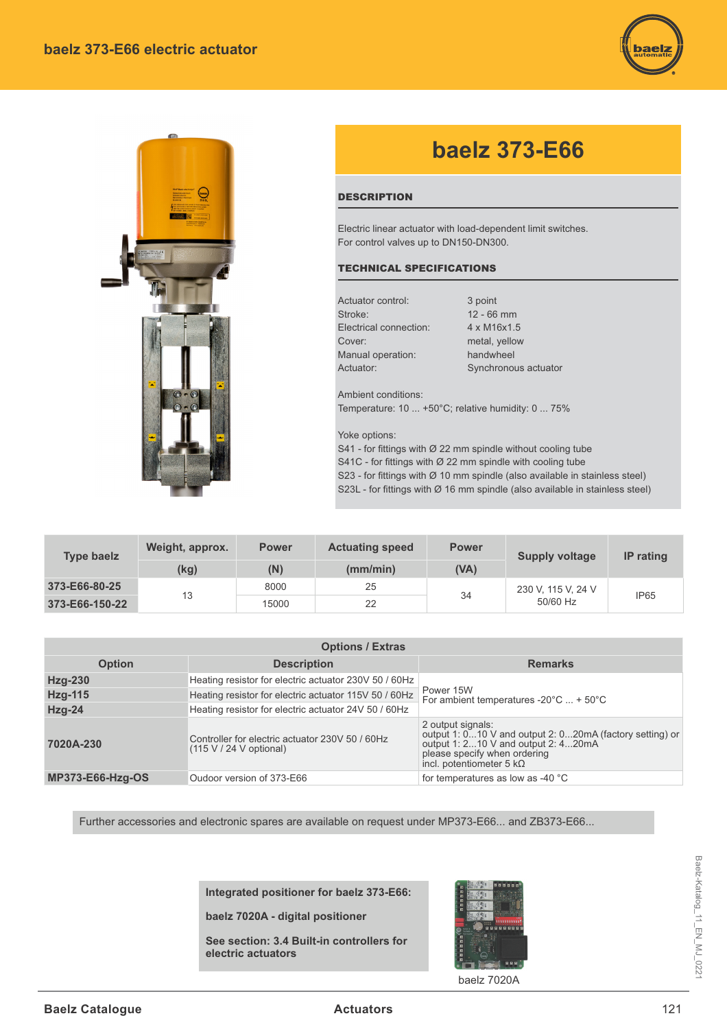# baelz 373-E66 electric actuator

## baelz 373-E66

### DESCRIPTION

Electric linear actuator with load-dependent limit switches.
For control valves up to DN150-DN300.

### TECHNICAL SPECIFICATIONS

| | |
|---|---|
| Actuator control: | 3 point |
| Stroke: | 12 - 66 mm |
| Electrical connection: | 4 x M16x1.5 |
| Cover: | metal, yellow |
| Manual operation: | handwheel |
| Actuator: | Synchronous actuator |

Ambient conditions:
Temperature: 10 ... +50°C; relative humidity: 0 ... 75%

Yoke options:
S41 - for fittings with Ø 22 mm spindle without cooling tube
S41C - for fittings with Ø 22 mm spindle with cooling tube
S23 - for fittings with Ø 10 mm spindle (also available in stainless steel)
S23L - for fittings with Ø 16 mm spindle (also available in stainless steel)

| Type baelz | Weight, approx. (kg) | Power (N) | Actuating speed (mm/min) | Power (VA) | Supply voltage | IP rating |
|---|---|---|---|---|---|---|
| 373-E66-80-25 | 13 | 8000 | 25 | 34 | 230 V, 115 V, 24 V 50/60 Hz | IP65 |
| 373-E66-150-22 | | 15000 | 22 | | | |

**Options / Extras**

| Option | Description | Remarks |
|---|---|---|
| Hzg-230 | Heating resistor for electric actuator 230V 50 / 60Hz | Power 15W For ambient temperatures -20°C ... + 50°C |
| Hzg-115 | Heating resistor for electric actuator 115V 50 / 60Hz | |
| Hzg-24 | Heating resistor for electric actuator 24V 50 / 60Hz | |
| 7020A-230 | Controller for electric actuator 230V 50 / 60Hz (115 V / 24 V optional) | 2 output signals: output 1: 0...10 V and output 2: 0...20mA (factory setting) or output 1: 2...10 V and output 2: 4...20mA please specify when ordering incl. potentiometer 5 kΩ |
| MP373-E66-Hzg-OS | Oudoor version of 373-E66 | for temperatures as low as -40 °C |

Further accessories and electronic spares are available on request under MP373-E66... and ZB373-E66...

**Integrated positioner for baelz 373-E66:**

**baelz 7020A - digital positioner**

**See section: 3.4 Built-in controllers for electric actuators**

baelz 7020A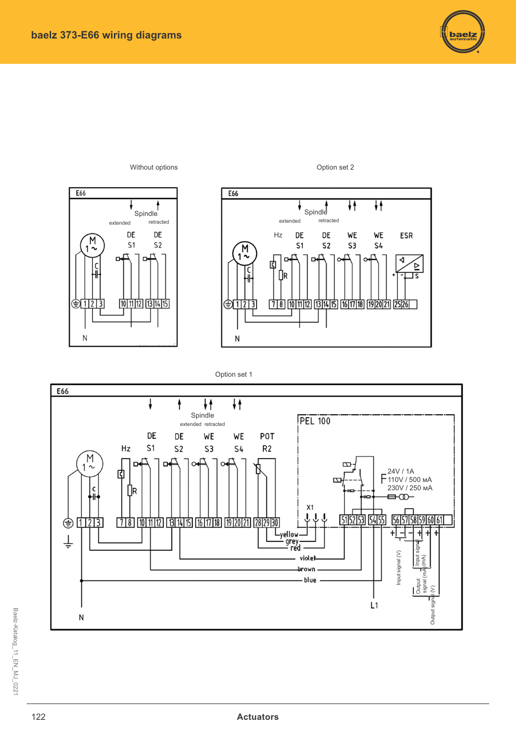# baelz 373-E66 wiring diagrams

Without options

E66

Spindle

extended retracted

DE S1 DE S2

M 1 ~

C

1 2 3 10 11 12 13 14 15

N

Option set 2

E66

Spindle

extended retracted

Hz DE S1 DE S2 WE S3 WE S4 ESR

M 1 ~

C R S

1 2 3 7 8 10 11 12 13 14 15 16 17 18 19 20 21 25 26

N

Option set 1

E66

Spindle

extended retracted

Hz DE S1 DE S2 WE S3 WE S4 POT R2

PEL 100

M 1 ~

C R

24V / 1A
110V / 500 mA
230V / 250 mA

X1

1 2 3 7 8 10 11 12 13 14 15 16 17 18 19 20 21 28 29 30 51 52 53 54 55 56 57 58 59 60 61

yellow grey red violet brown blue

Input signal (V) Input signal (mA) Output signal (mA) Output signal (V)

L1

N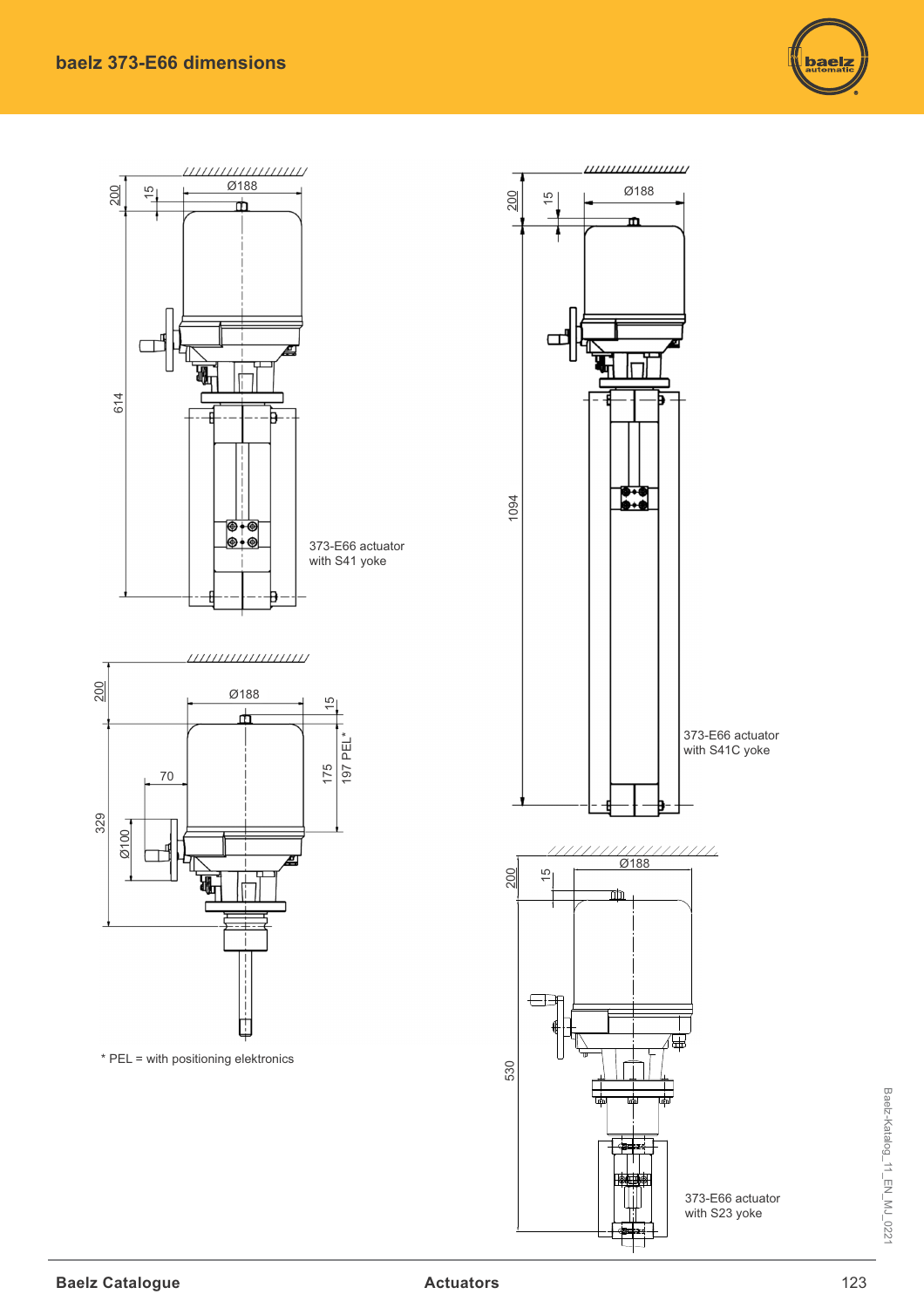# baelz 373-E66 dimensions

200
15
Ø188
614

373-E66 actuator
with S41 yoke

200
15
Ø188
1094

373-E66 actuator
with S41C yoke

200
Ø188
15
70
175
197 PEL*
329
Ø100

\* PEL = with positioning elektronics

200
15
Ø188
530

373-E66 actuator
with S23 yoke

Baelz-Katalog_11_EN_MJ_0221